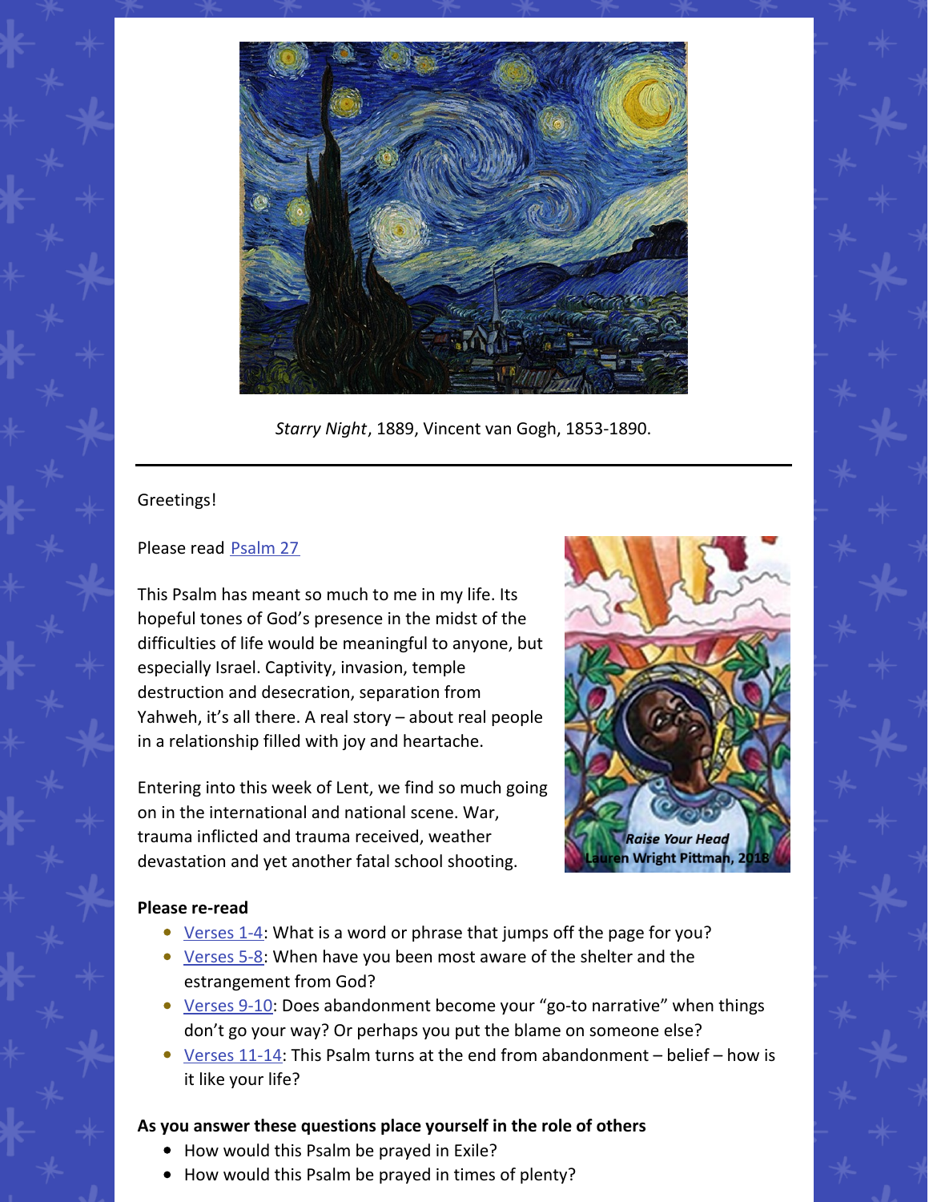*Starry Night*, 1889, Vincent van Gogh, 1853-1890.

---

Greetings!

Please read [Psalm 27]

This Psalm has meant so much to me in my life. Its hopeful tones of God's presence in the midst of the difficulties of life would be meaningful to anyone, but especially Israel. Captivity, invasion, temple destruction and desecration, separation from Yahweh, it's all there. A real story – about real people in a relationship filled with joy and heartache.

*Raise Your Head*
Lauren Wright Pittman, 2018

Entering into this week of Lent, we find so much going on in the international and national scene. War, trauma inflicted and trauma received, weather devastation and yet another fatal school shooting.

**Please re-read**

- [Verses 1-4]: What is a word or phrase that jumps off the page for you?
- [Verses 5-8]: When have you been most aware of the shelter and the estrangement from God?
- [Verses 9-10]: Does abandonment become your "go-to narrative" when things don't go your way? Or perhaps you put the blame on someone else?
- [Verses 11-14]: This Psalm turns at the end from abandonment – belief – how is it like your life?

**As you answer these questions place yourself in the role of others**

- How would this Psalm be prayed in Exile?
- How would this Psalm be prayed in times of plenty?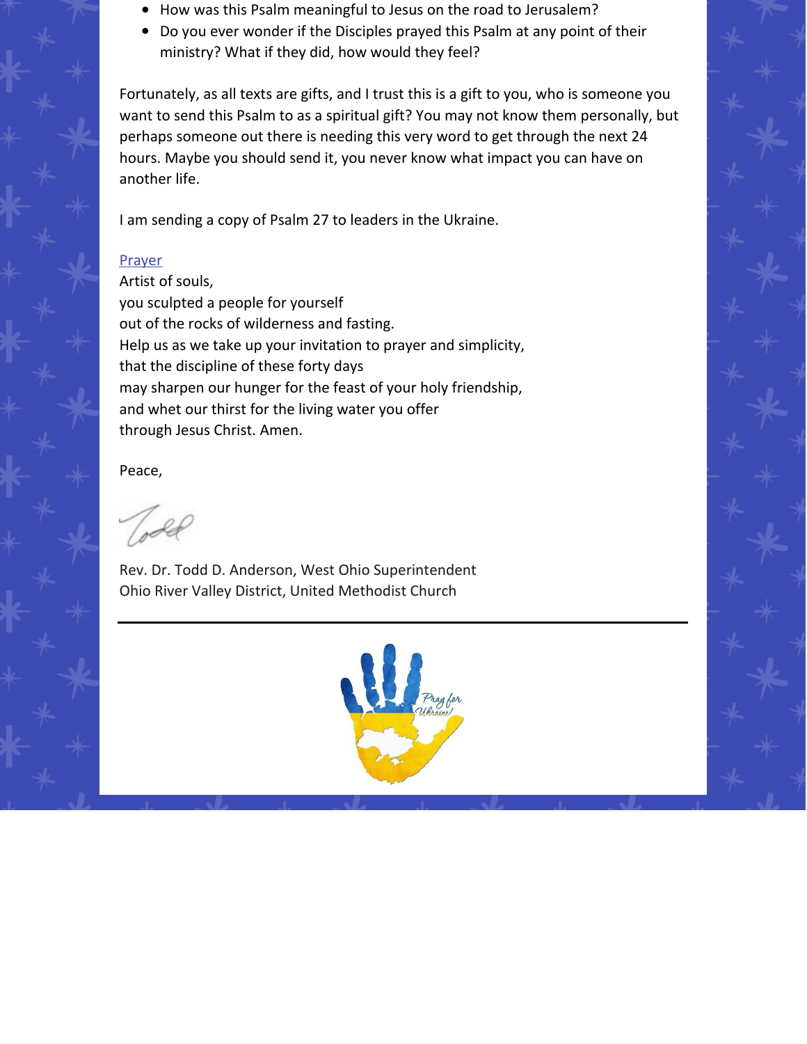- How was this Psalm meaningful to Jesus on the road to Jerusalem?
- Do you ever wonder if the Disciples prayed this Psalm at any point of their ministry? What if they did, how would they feel?

Fortunately, as all texts are gifts, and I trust this is a gift to you, who is someone you want to send this Psalm to as a spiritual gift? You may not know them personally, but perhaps someone out there is needing this very word to get through the next 24 hours. Maybe you should send it, you never know what impact you can have on another life.

I am sending a copy of Psalm 27 to leaders in the Ukraine.

Prayer

Artist of souls,
you sculpted a people for yourself
out of the rocks of wilderness and fasting.
Help us as we take up your invitation to prayer and simplicity,
that the discipline of these forty days
may sharpen our hunger for the feast of your holy friendship,
and whet our thirst for the living water you offer
through Jesus Christ. Amen.

Peace,

Todd

Rev. Dr. Todd D. Anderson, West Ohio Superintendent
Ohio River Valley District, United Methodist Church

---

Pray for Ukraine!